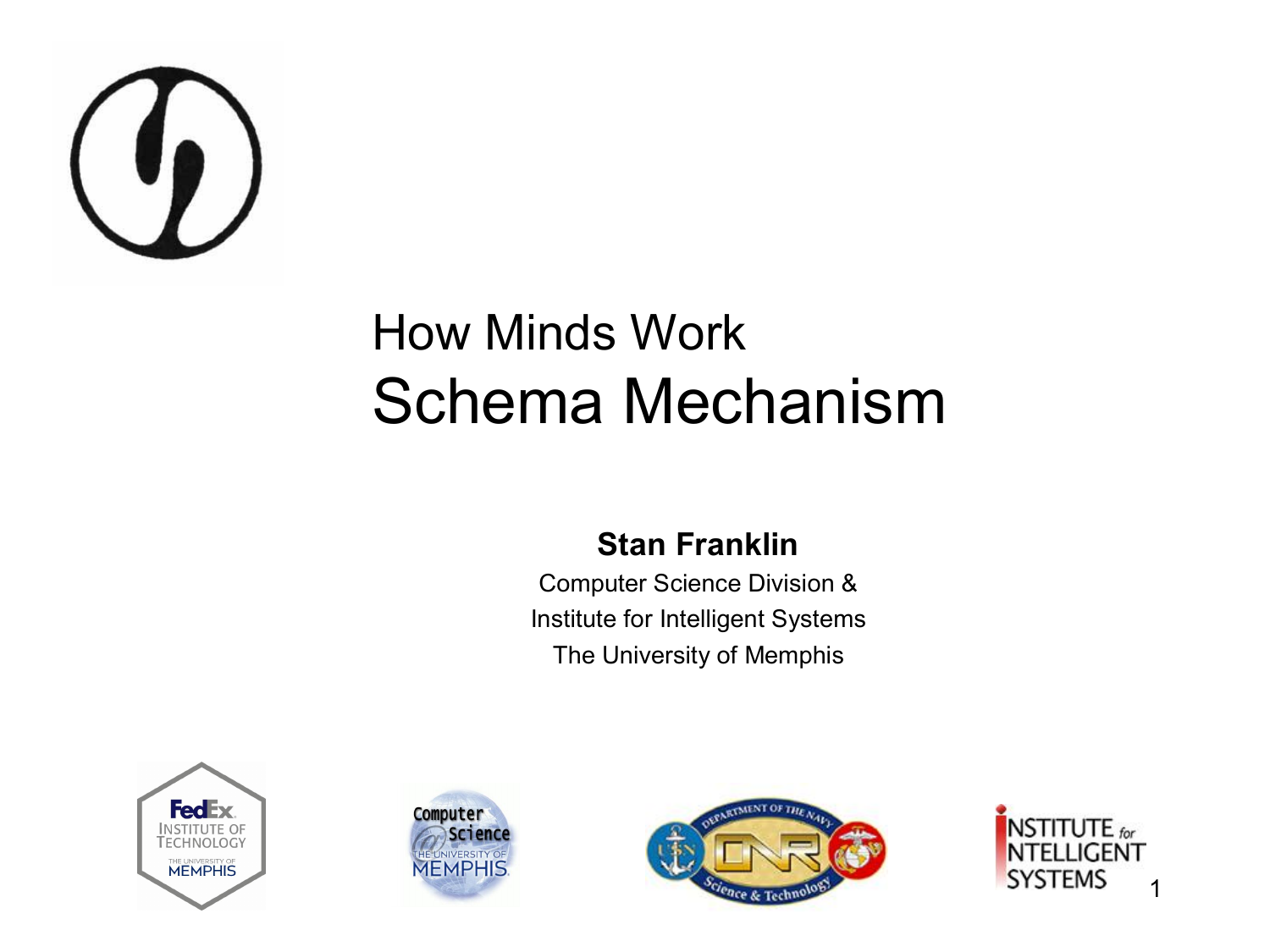# How Minds Work

## Schema Mechanism

**Stan Franklin**

Computer Science Division &

Institute for Intelligent Systems

The University of Memphis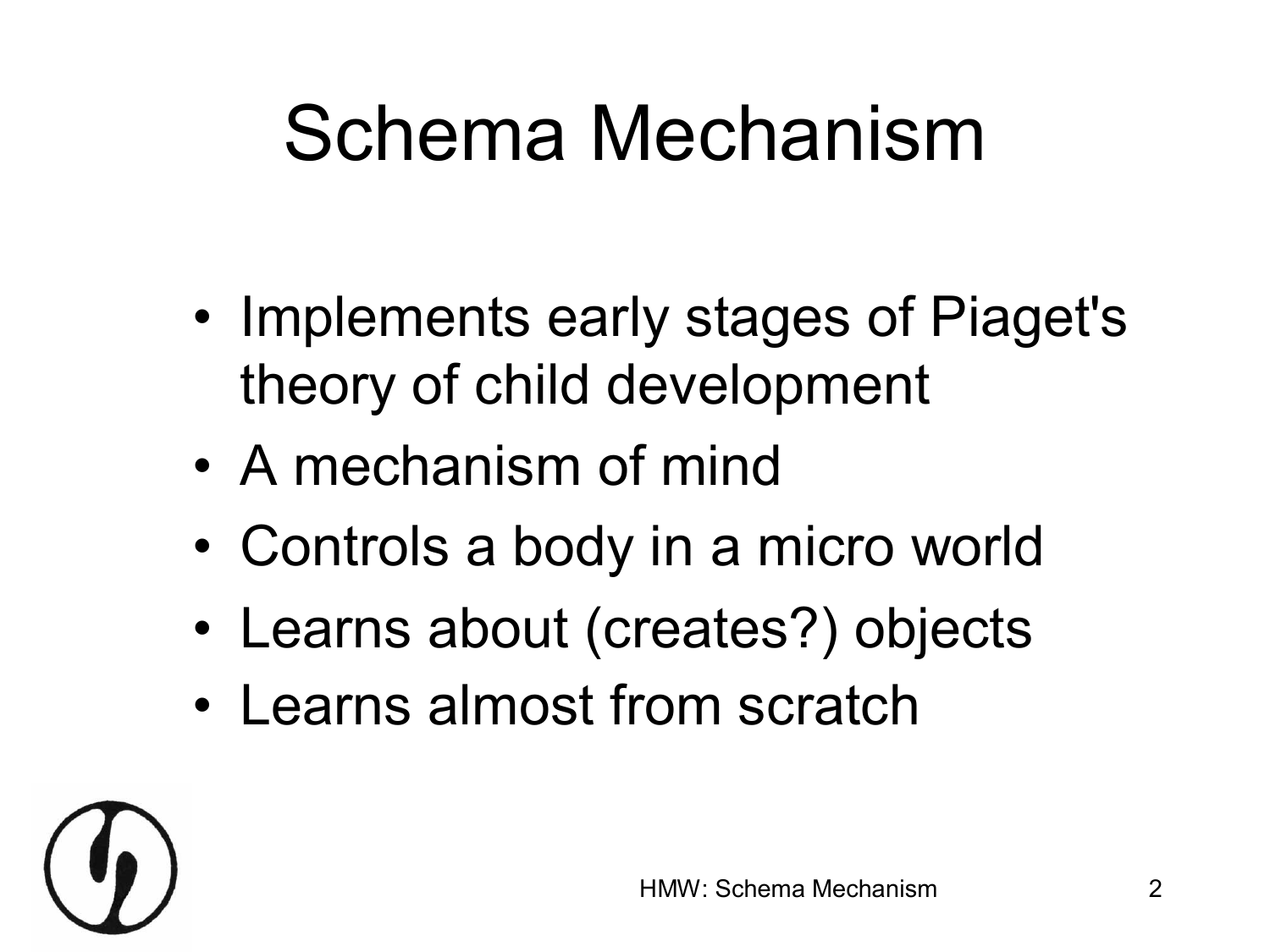# Schema Mechanism

- Implements early stages of Piaget's theory of child development
- A mechanism of mind
- Controls a body in a micro world
- Learns about (creates?) objects
- Learns almost from scratch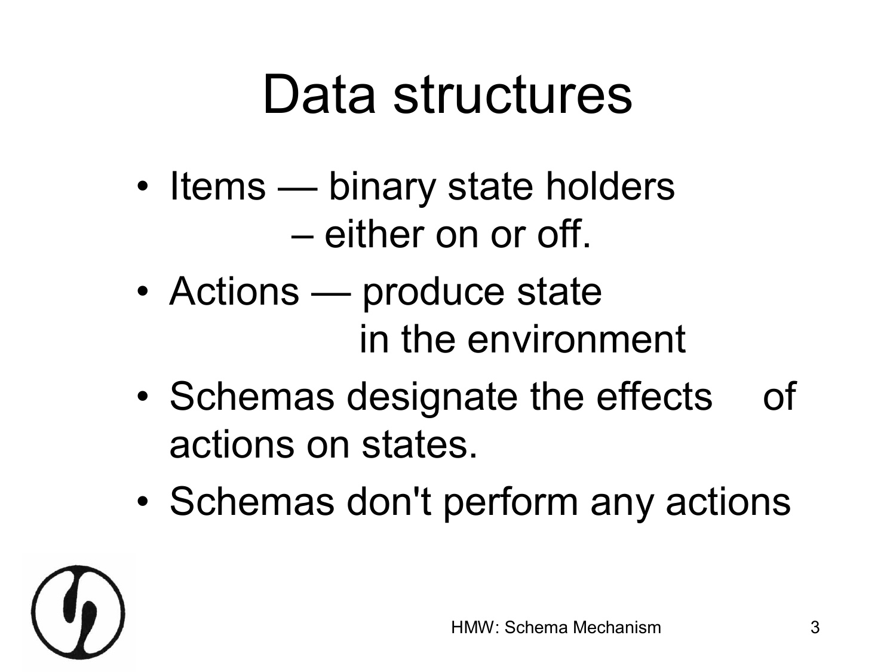# Data structures

- Items — binary state holders
  – either on or off.
- Actions — produce state in the environment
- Schemas designate the effects of actions on states.
- Schemas don't perform any actions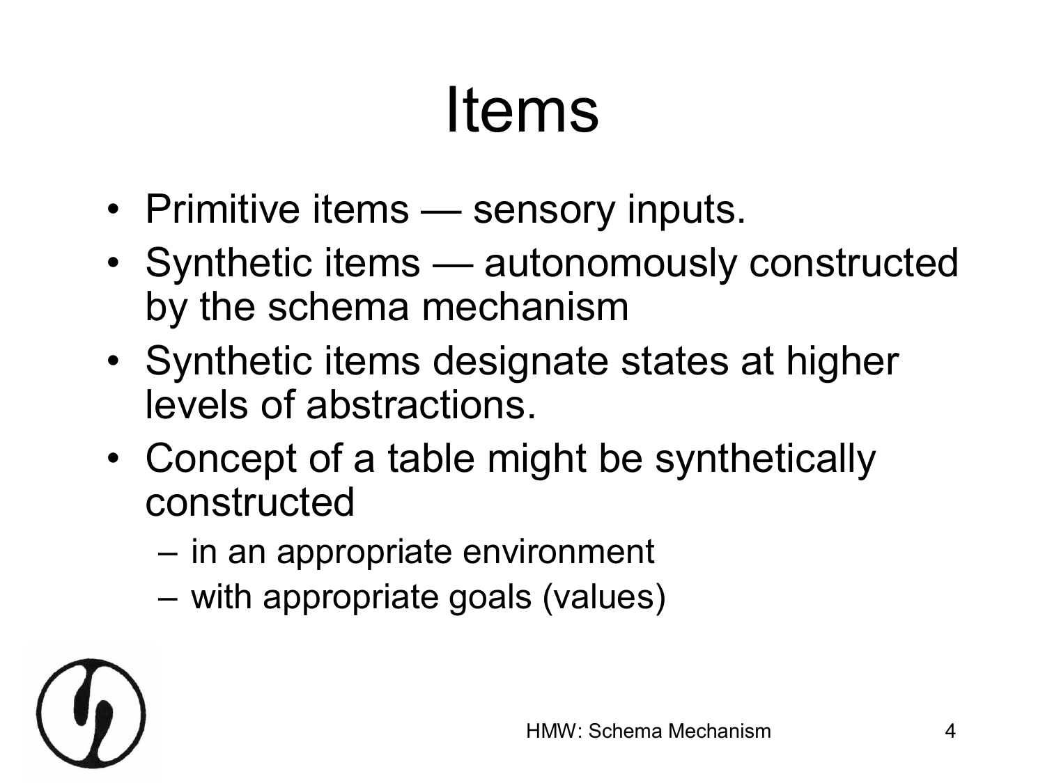# Items

- Primitive items — sensory inputs.
- Synthetic items — autonomously constructed by the schema mechanism
- Synthetic items designate states at higher levels of abstractions.
- Concept of a table might be synthetically constructed
  - in an appropriate environment
  - with appropriate goals (values)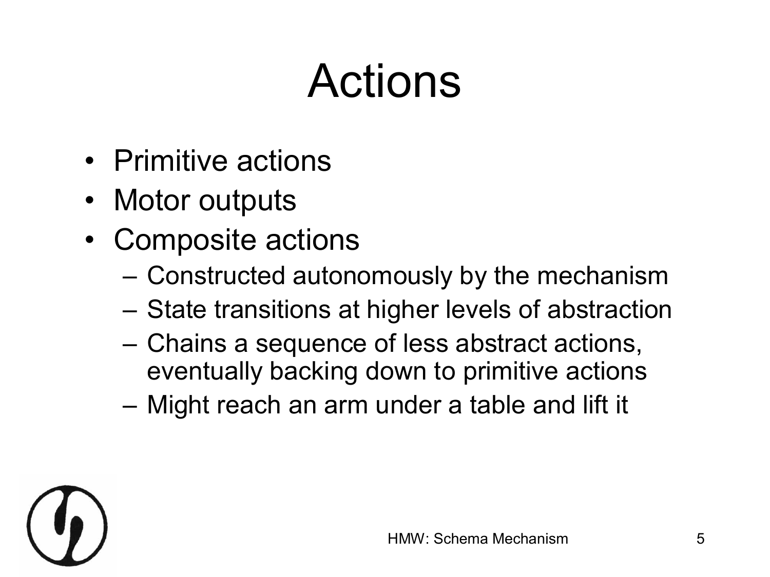# Actions

- Primitive actions
- Motor outputs
- Composite actions
  - Constructed autonomously by the mechanism
  - State transitions at higher levels of abstraction
  - Chains a sequence of less abstract actions, eventually backing down to primitive actions
  - Might reach an arm under a table and lift it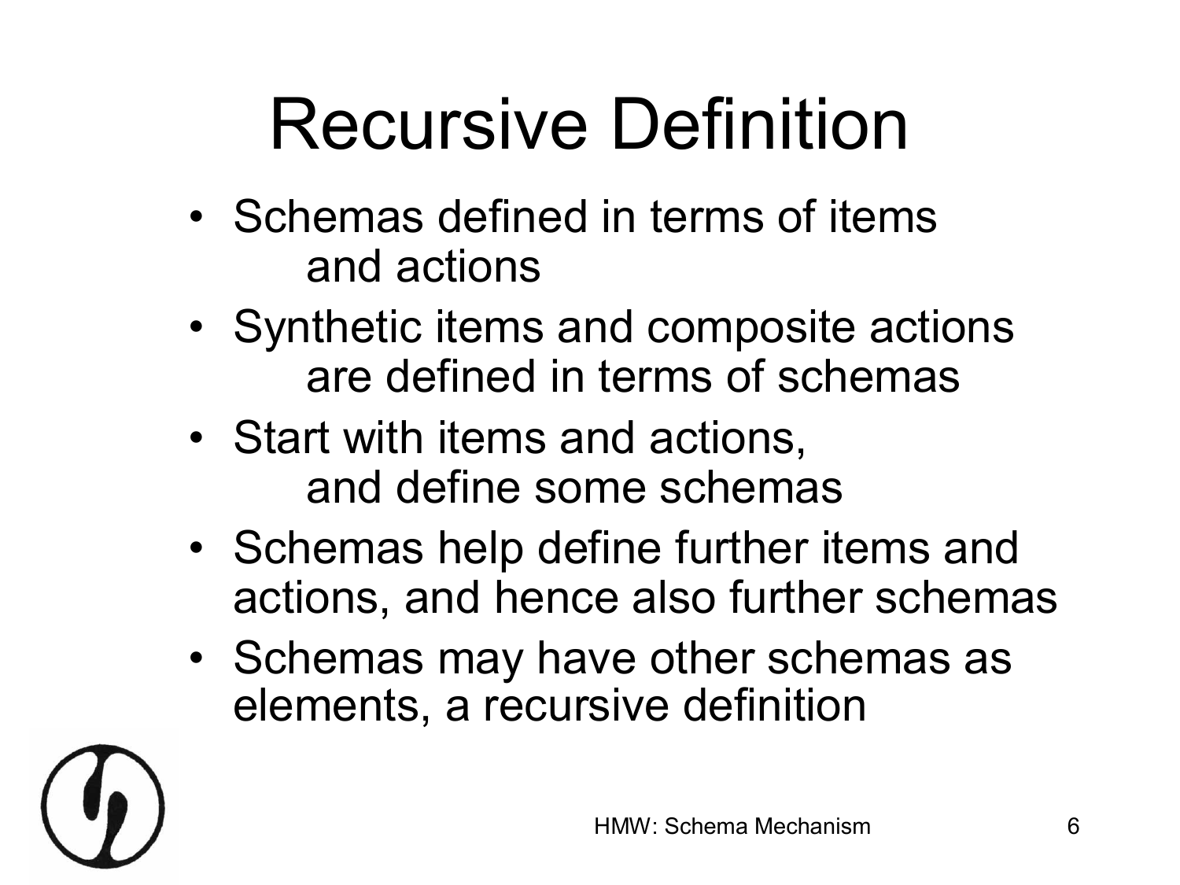# Recursive Definition

- Schemas defined in terms of items and actions
- Synthetic items and composite actions are defined in terms of schemas
- Start with items and actions, and define some schemas
- Schemas help define further items and actions, and hence also further schemas
- Schemas may have other schemas as elements, a recursive definition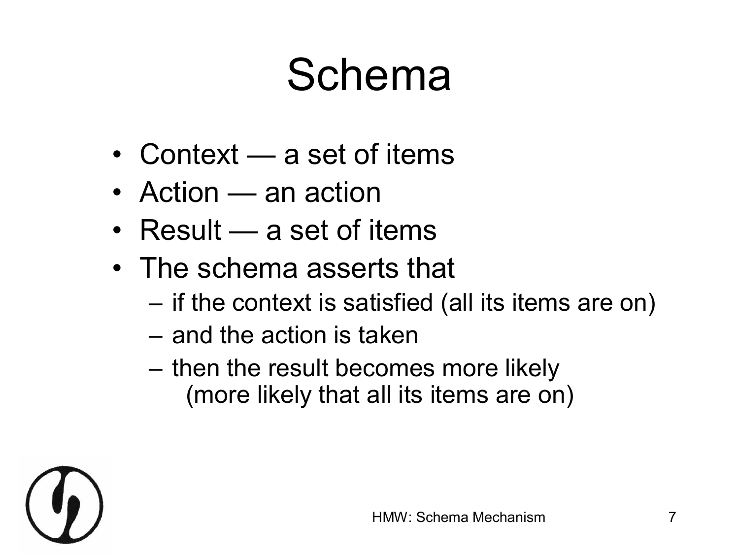# Schema

- Context — a set of items
- Action — an action
- Result — a set of items
- The schema asserts that
  - if the context is satisfied (all its items are on)
  - and the action is taken
  - then the result becomes more likely (more likely that all its items are on)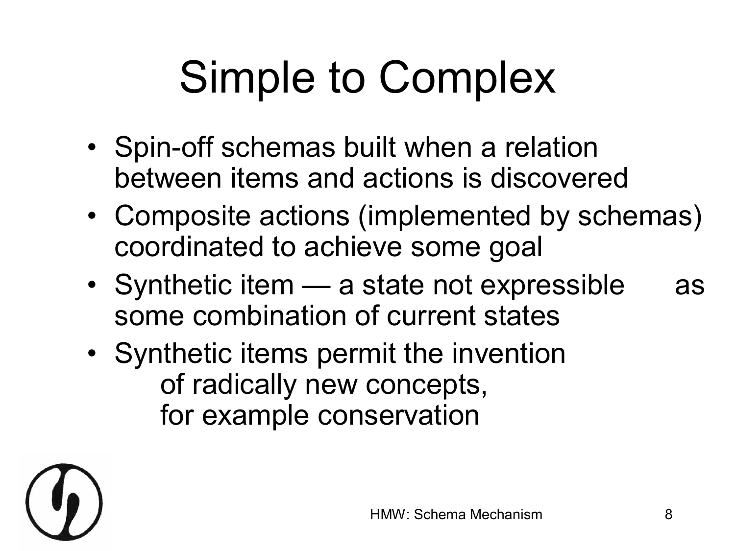# Simple to Complex

- Spin-off schemas built when a relation between items and actions is discovered
- Composite actions (implemented by schemas) coordinated to achieve some goal
- Synthetic item — a state not expressible as some combination of current states
- Synthetic items permit the invention of radically new concepts, for example conservation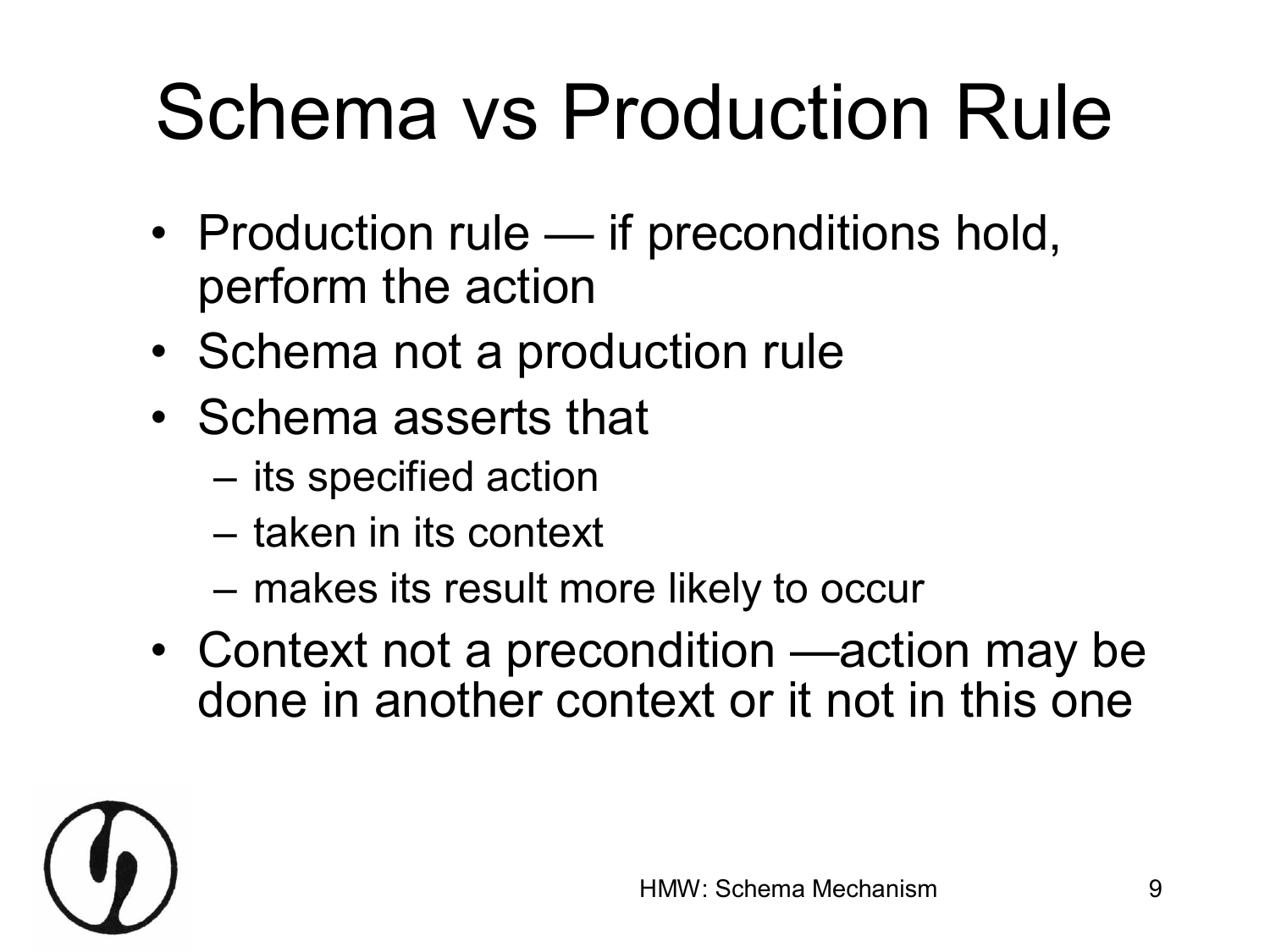# Schema vs Production Rule

- Production rule — if preconditions hold, perform the action
- Schema not a production rule
- Schema asserts that
  - its specified action
  - taken in its context
  - makes its result more likely to occur
- Context not a precondition —action may be done in another context or it not in this one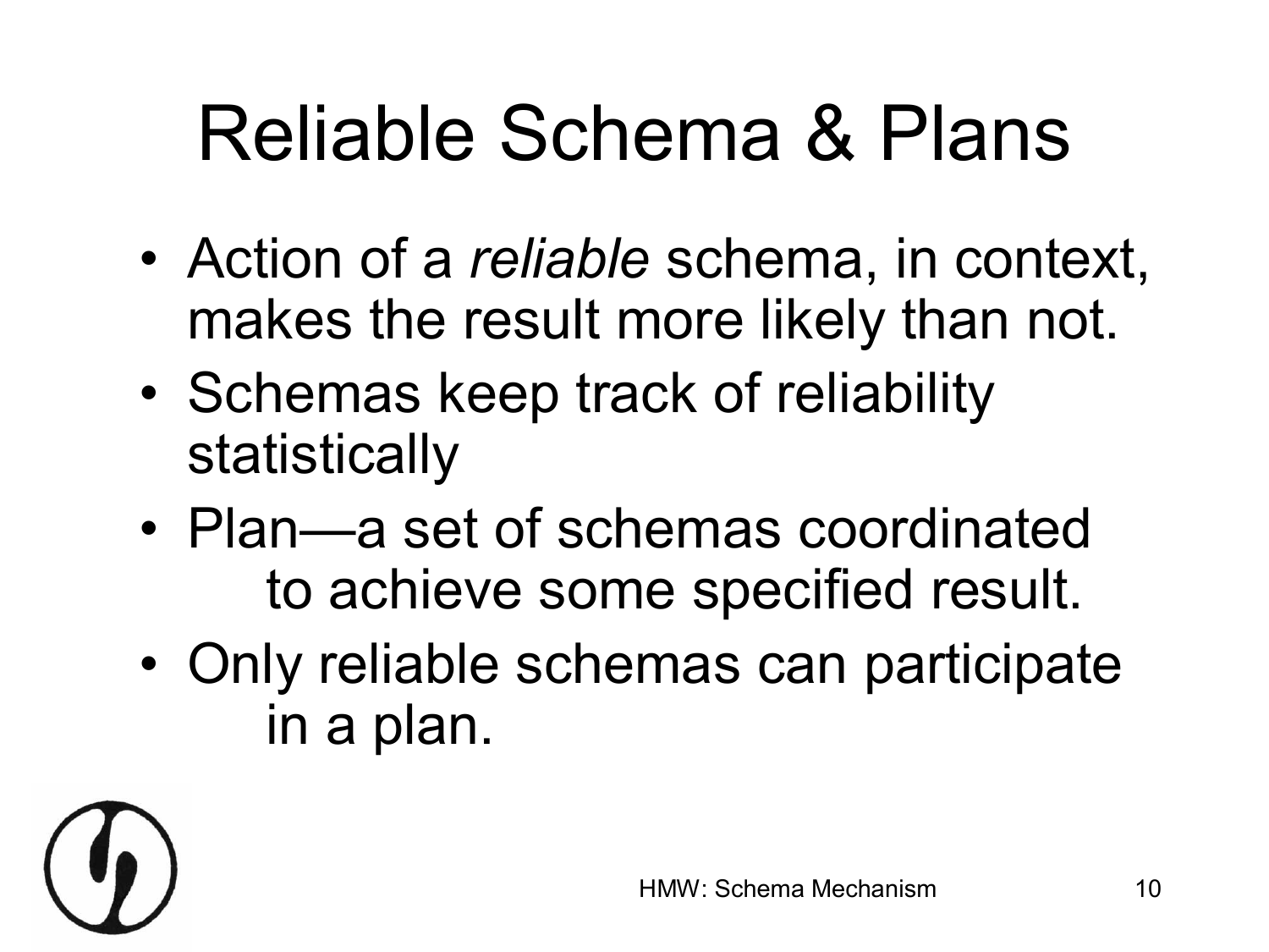# Reliable Schema & Plans

- Action of a *reliable* schema, in context, makes the result more likely than not.
- Schemas keep track of reliability statistically
- Plan—a set of schemas coordinated to achieve some specified result.
- Only reliable schemas can participate in a plan.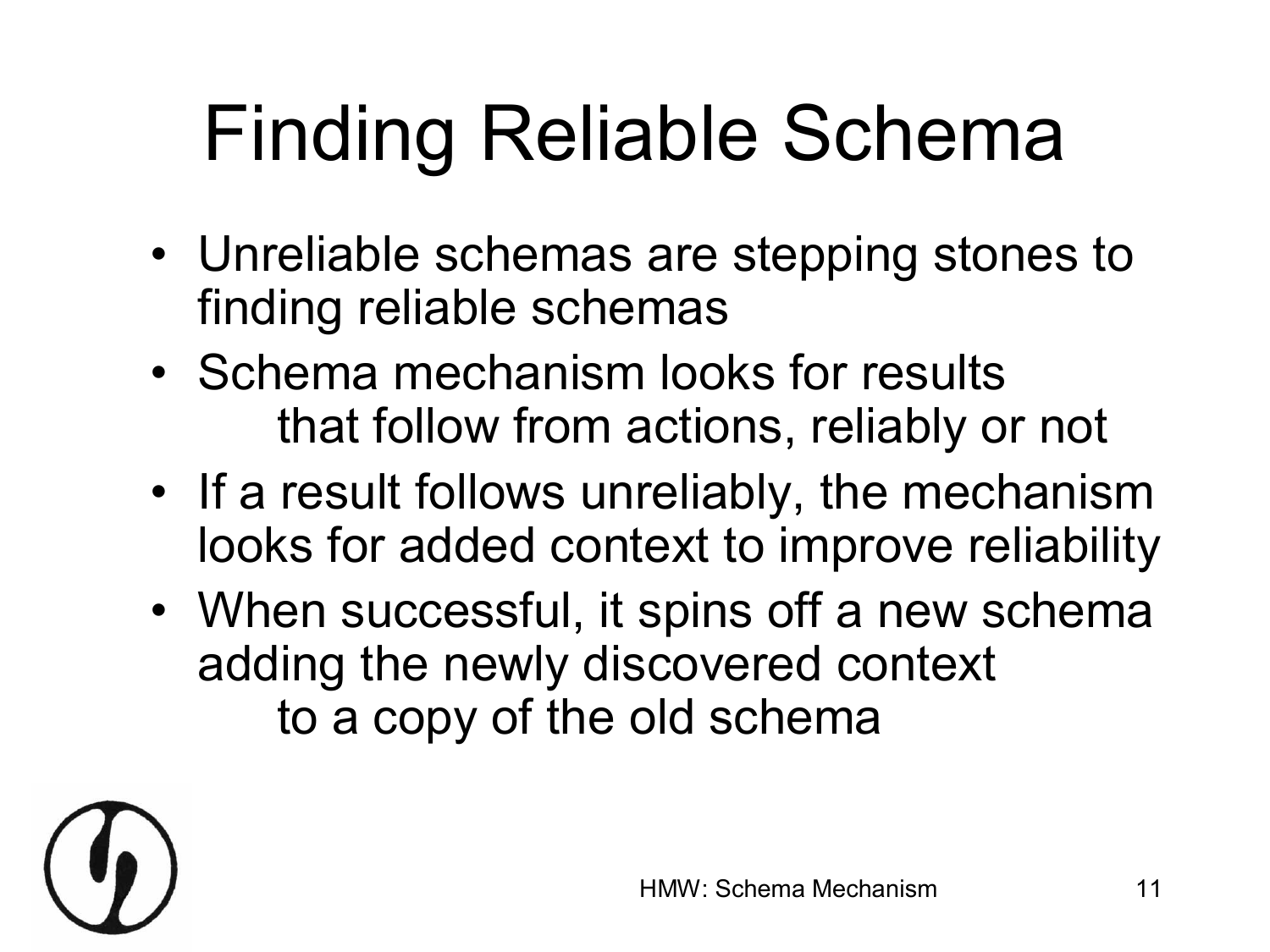# Finding Reliable Schema

- Unreliable schemas are stepping stones to finding reliable schemas
- Schema mechanism looks for results that follow from actions, reliably or not
- If a result follows unreliably, the mechanism looks for added context to improve reliability
- When successful, it spins off a new schema adding the newly discovered context to a copy of the old schema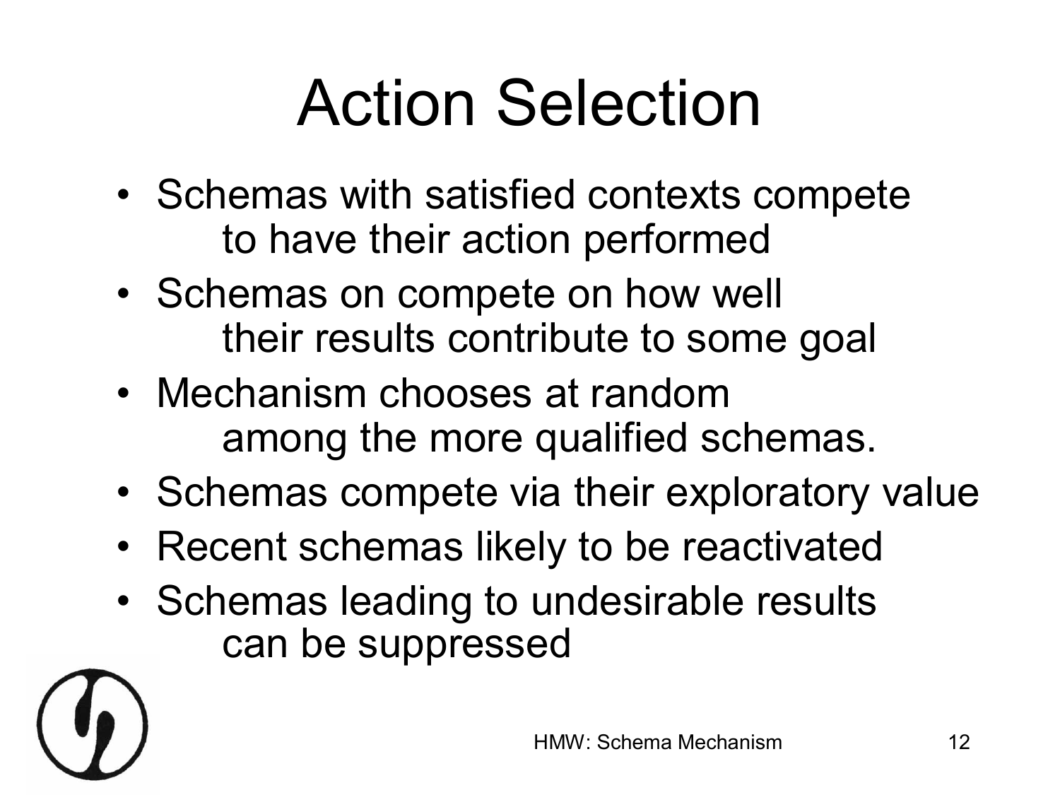# Action Selection

- Schemas with satisfied contexts compete to have their action performed
- Schemas on compete on how well their results contribute to some goal
- Mechanism chooses at random among the more qualified schemas.
- Schemas compete via their exploratory value
- Recent schemas likely to be reactivated
- Schemas leading to undesirable results can be suppressed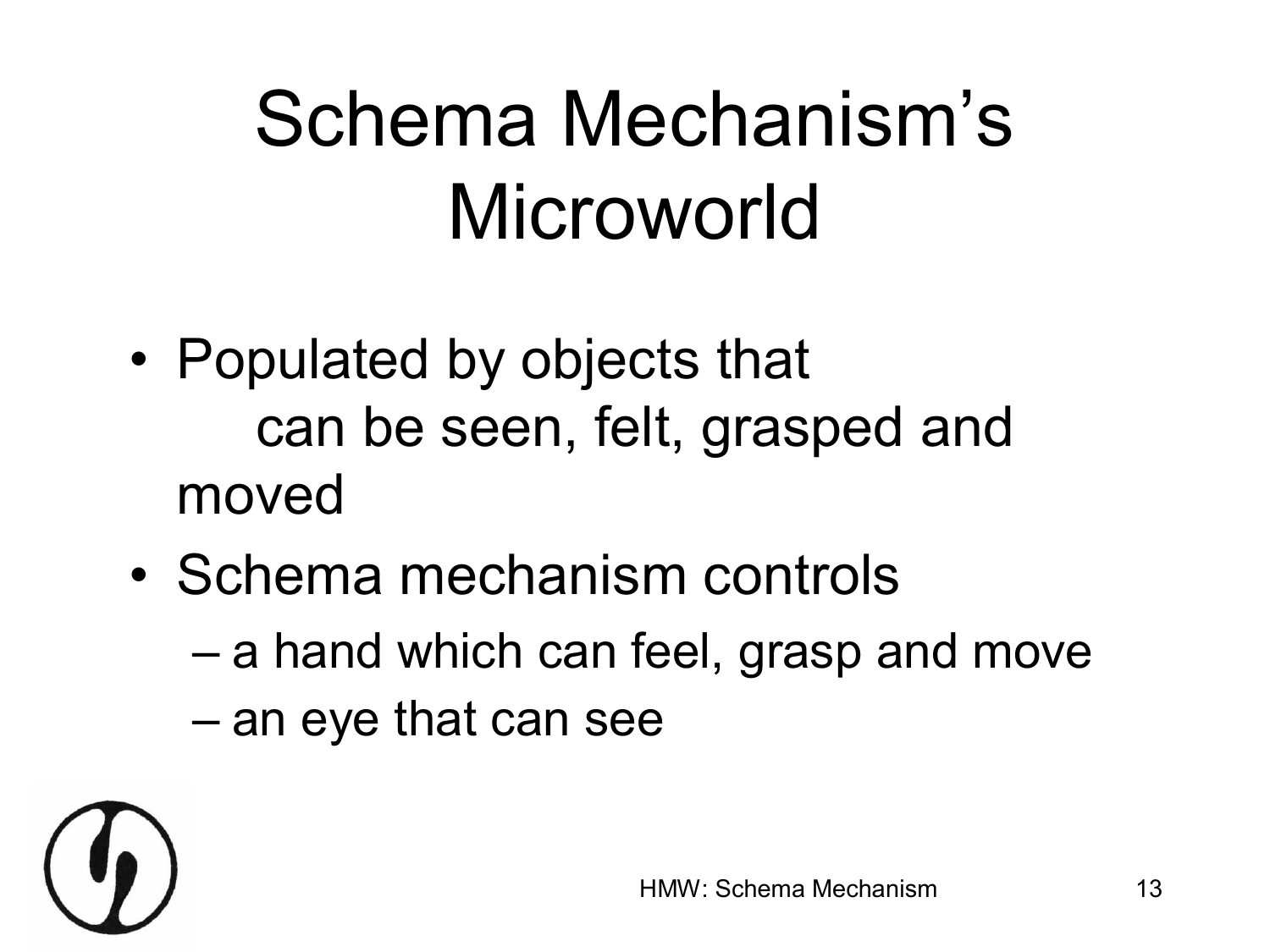# Schema Mechanism's Microworld

- Populated by objects that can be seen, felt, grasped and moved
- Schema mechanism controls
  - a hand which can feel, grasp and move
  - an eye that can see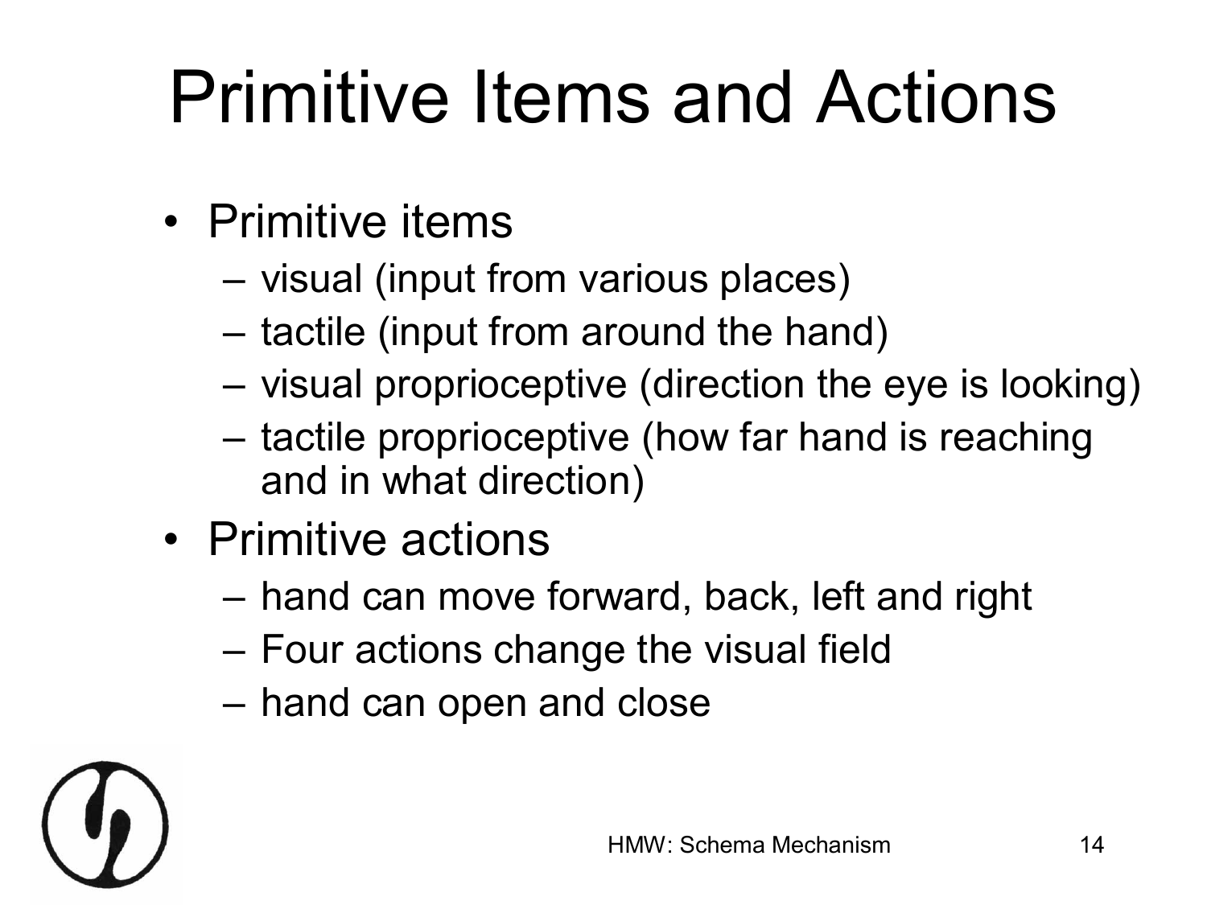# Primitive Items and Actions

- Primitive items
  - visual (input from various places)
  - tactile (input from around the hand)
  - visual proprioceptive (direction the eye is looking)
  - tactile proprioceptive (how far hand is reaching and in what direction)
- Primitive actions
  - hand can move forward, back, left and right
  - Four actions change the visual field
  - hand can open and close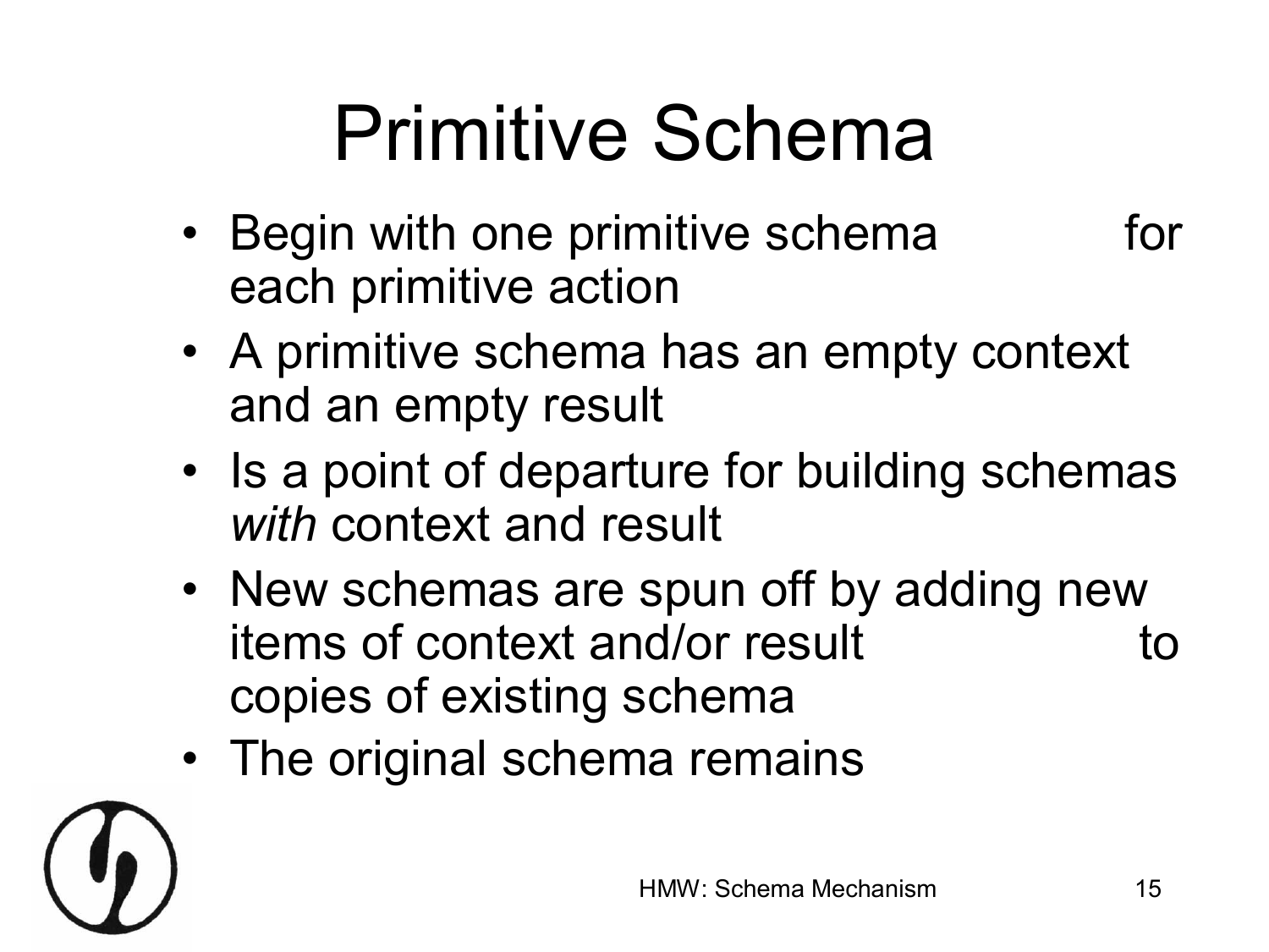# Primitive Schema

- Begin with one primitive schema for each primitive action
- A primitive schema has an empty context and an empty result
- Is a point of departure for building schemas *with* context and result
- New schemas are spun off by adding new items of context and/or result to copies of existing schema
- The original schema remains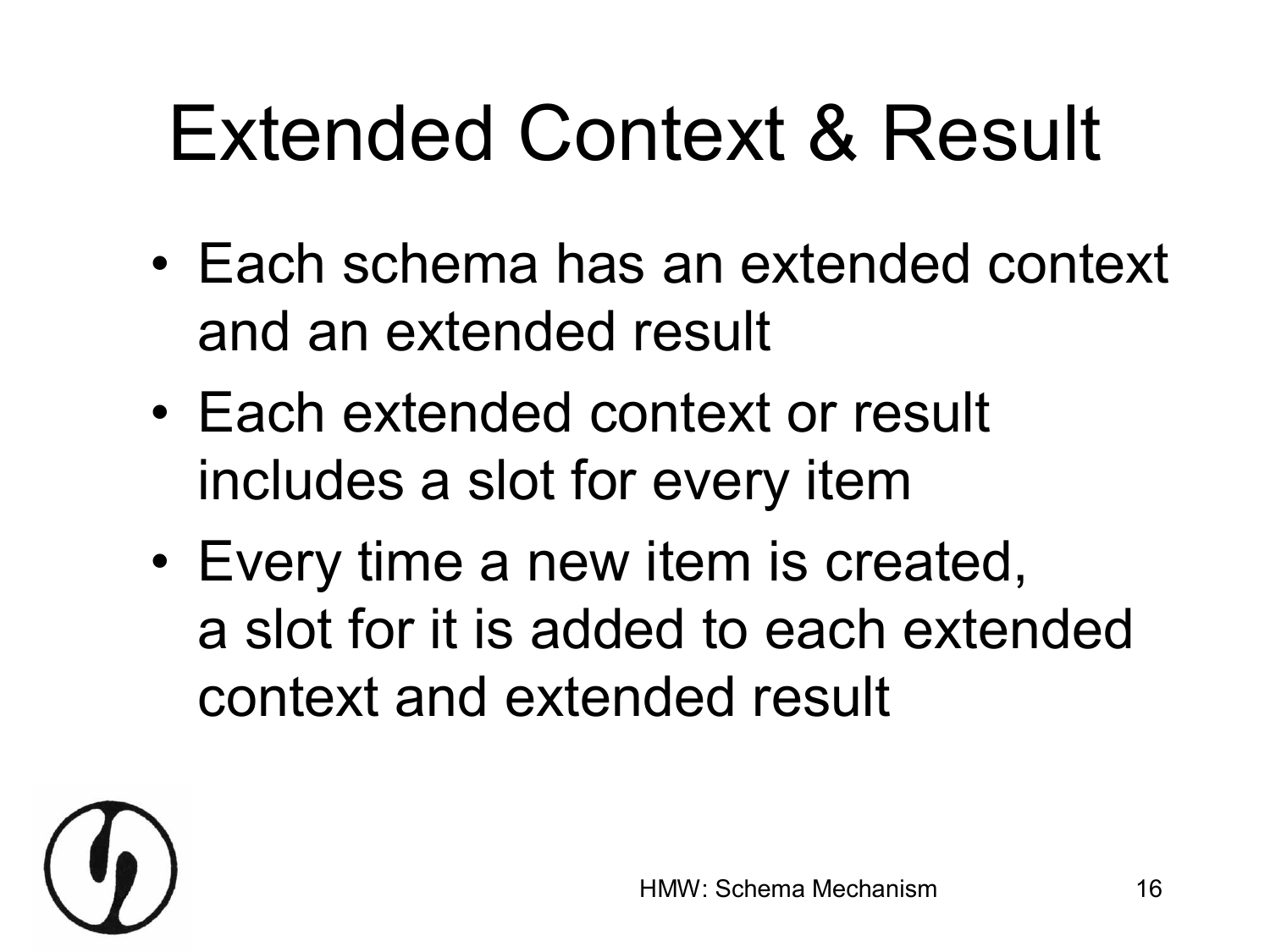# Extended Context & Result

- Each schema has an extended context and an extended result
- Each extended context or result includes a slot for every item
- Every time a new item is created, a slot for it is added to each extended context and extended result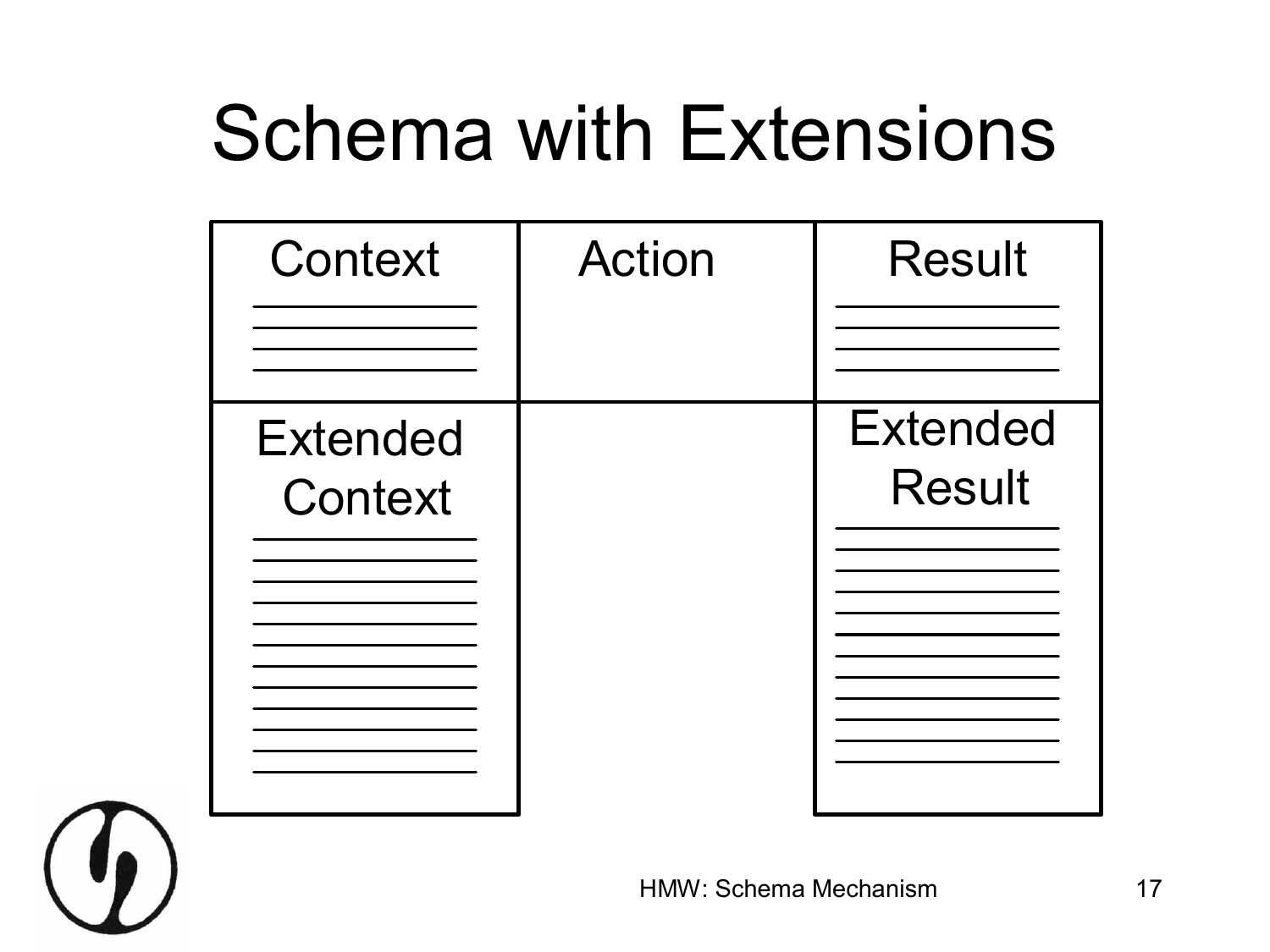# Schema with Extensions

| Context | Action | Result |
| --- | --- | --- |
| Extended Context | | Extended Result |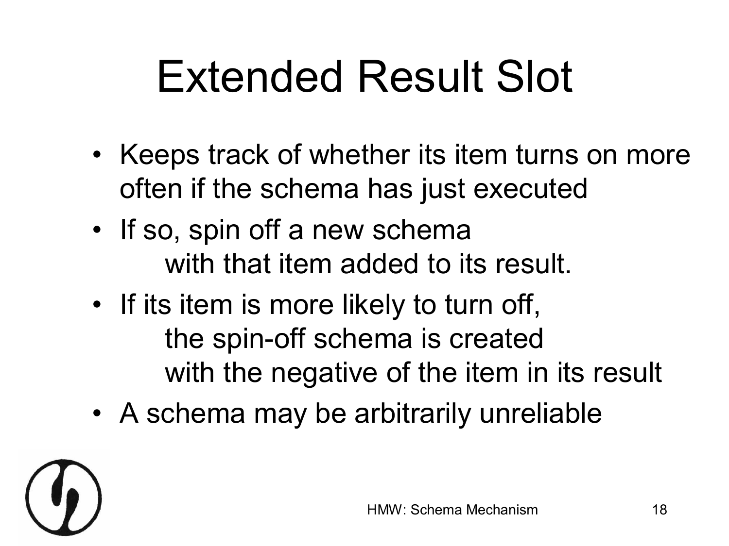# Extended Result Slot

- Keeps track of whether its item turns on more often if the schema has just executed
- If so, spin off a new schema with that item added to its result.
- If its item is more likely to turn off, the spin-off schema is created with the negative of the item in its result
- A schema may be arbitrarily unreliable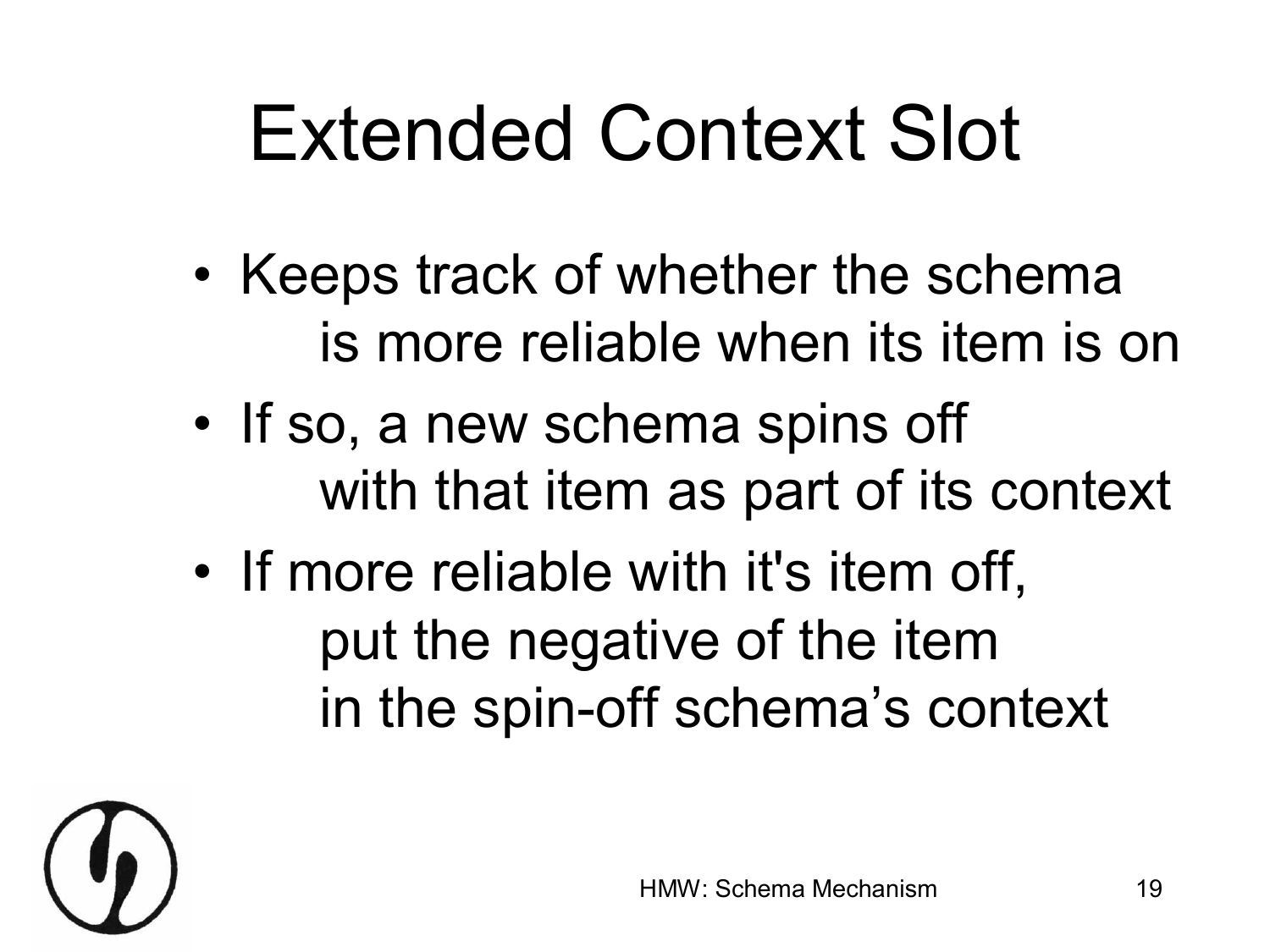# Extended Context Slot

- Keeps track of whether the schema is more reliable when its item is on
- If so, a new schema spins off with that item as part of its context
- If more reliable with it's item off, put the negative of the item in the spin-off schema's context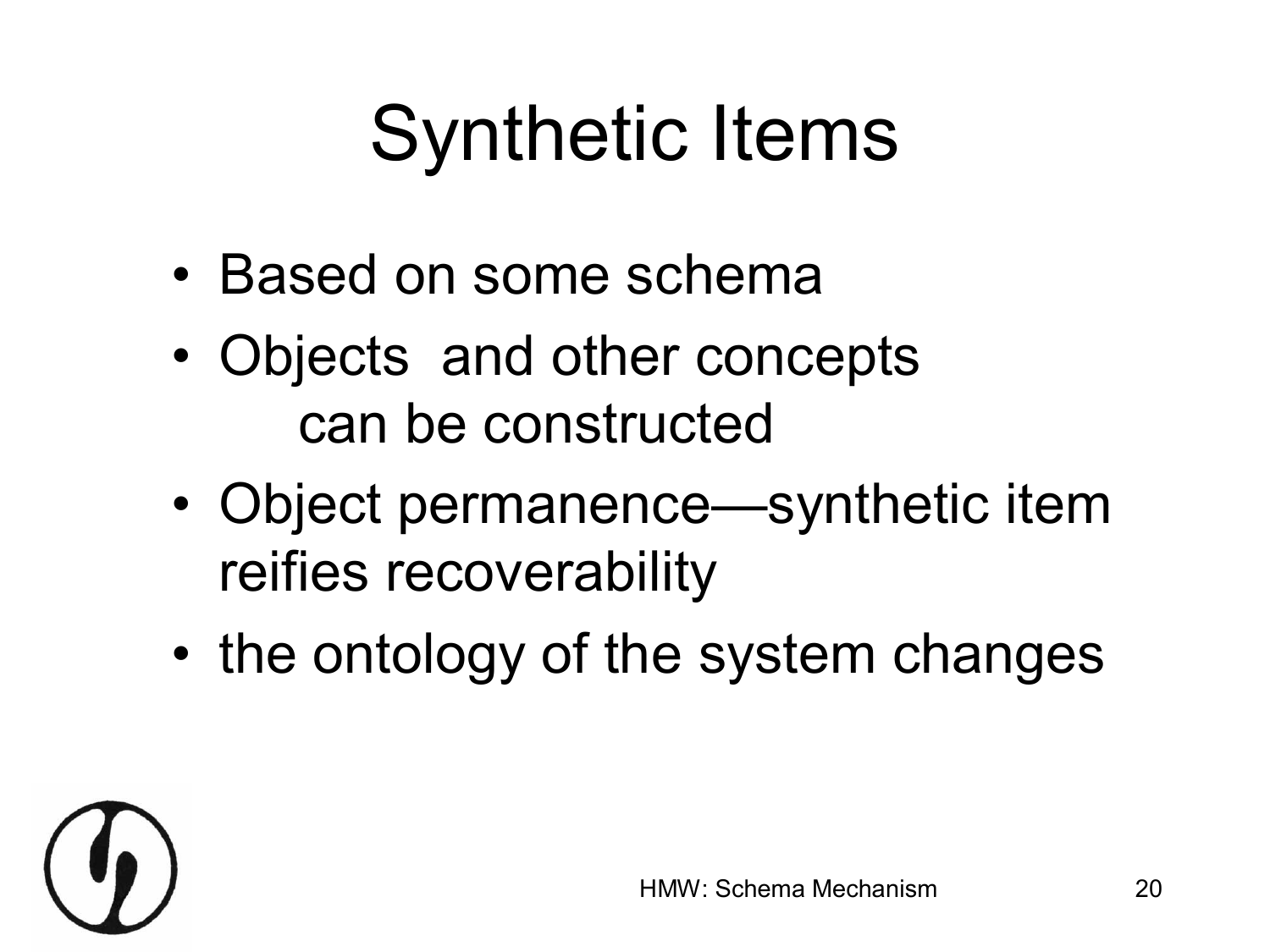# Synthetic Items

- Based on some schema
- Objects and other concepts can be constructed
- Object permanence—synthetic item reifies recoverability
- the ontology of the system changes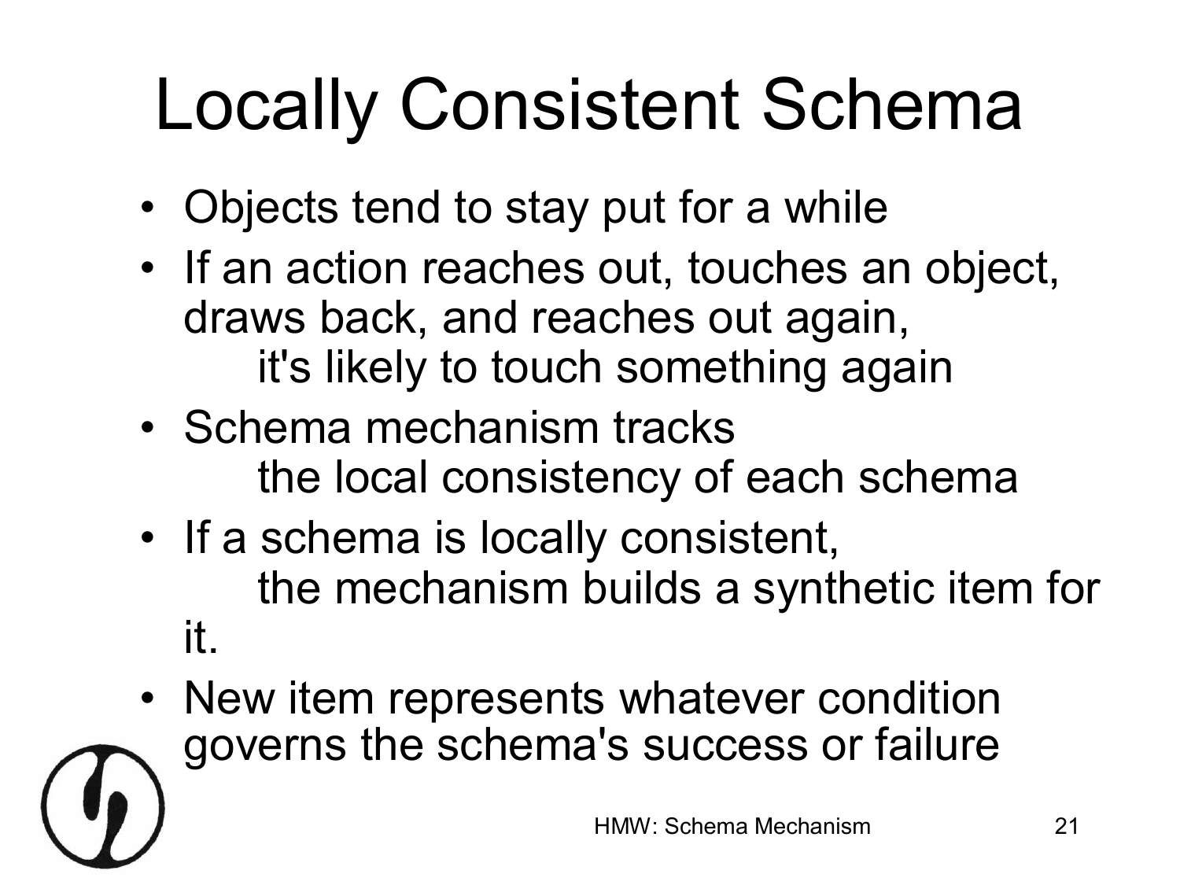# Locally Consistent Schema

- Objects tend to stay put for a while
- If an action reaches out, touches an object, draws back, and reaches out again, it's likely to touch something again
- Schema mechanism tracks the local consistency of each schema
- If a schema is locally consistent, the mechanism builds a synthetic item for it.
- New item represents whatever condition governs the schema's success or failure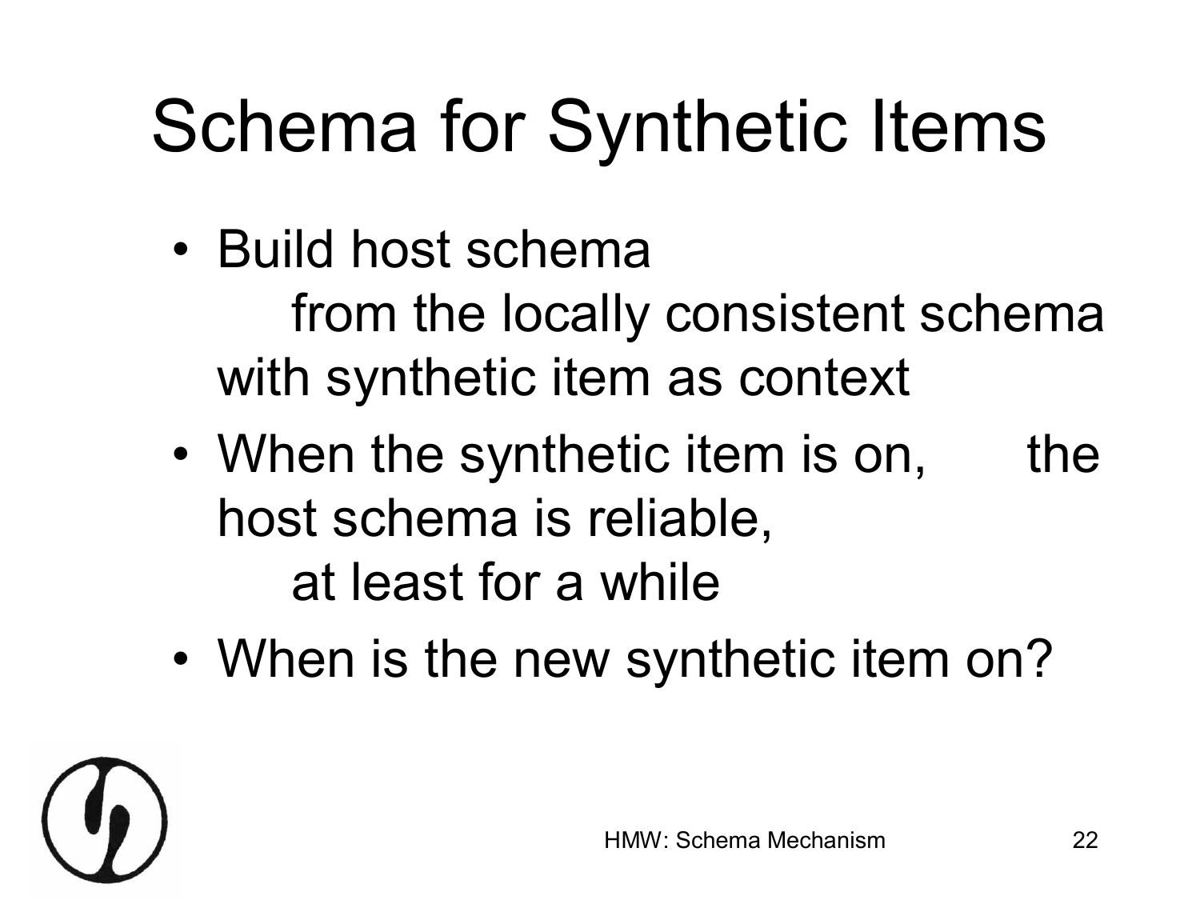# Schema for Synthetic Items

- Build host schema from the locally consistent schema with synthetic item as context
- When the synthetic item is on, the host schema is reliable, at least for a while
- When is the new synthetic item on?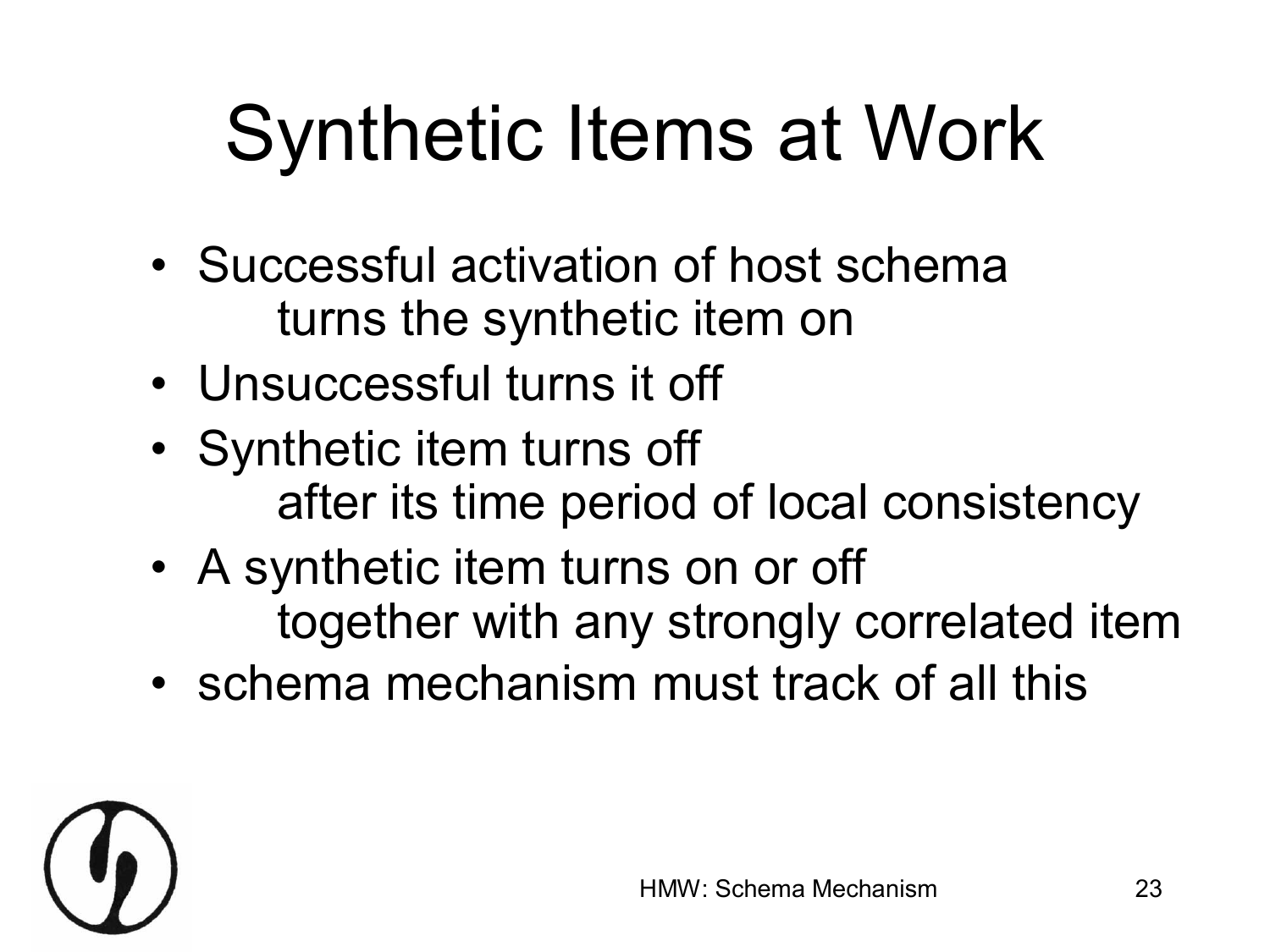# Synthetic Items at Work

- Successful activation of host schema turns the synthetic item on
- Unsuccessful turns it off
- Synthetic item turns off after its time period of local consistency
- A synthetic item turns on or off together with any strongly correlated item
- schema mechanism must track of all this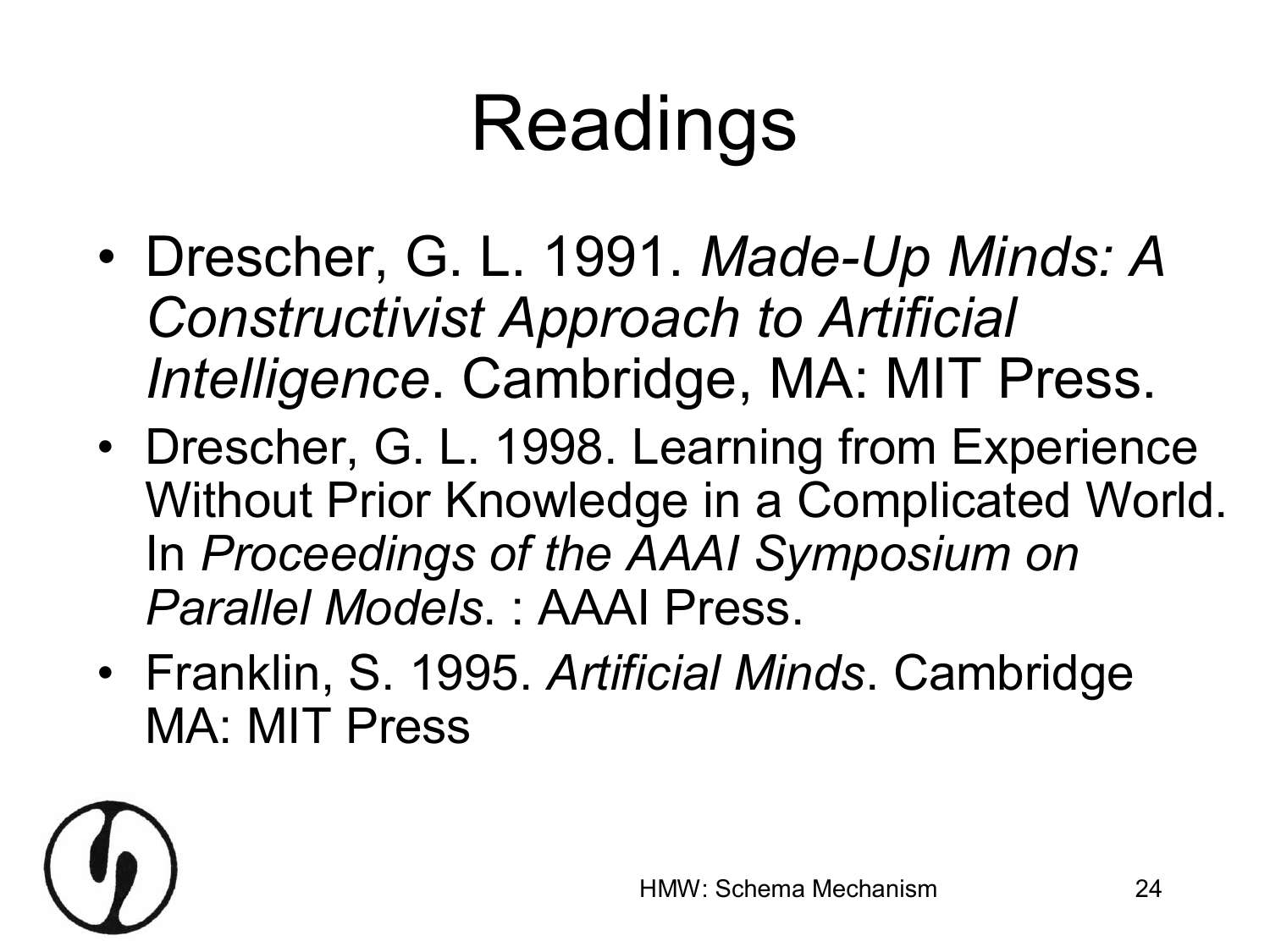# Readings

- Drescher, G. L. 1991. *Made-Up Minds: A Constructivist Approach to Artificial Intelligence*. Cambridge, MA: MIT Press.
- Drescher, G. L. 1998. Learning from Experience Without Prior Knowledge in a Complicated World. In *Proceedings of the AAAI Symposium on Parallel Models*. : AAAI Press.
- Franklin, S. 1995. *Artificial Minds*. Cambridge MA: MIT Press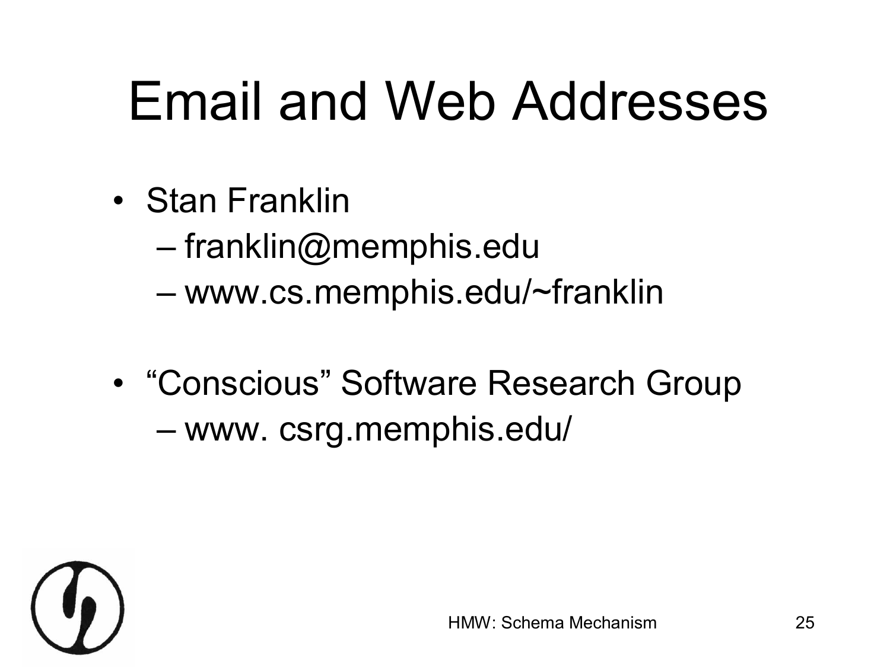# Email and Web Addresses

- Stan Franklin
  - franklin@memphis.edu
  - www.cs.memphis.edu/~franklin
- "Conscious" Software Research Group
  - www. csrg.memphis.edu/